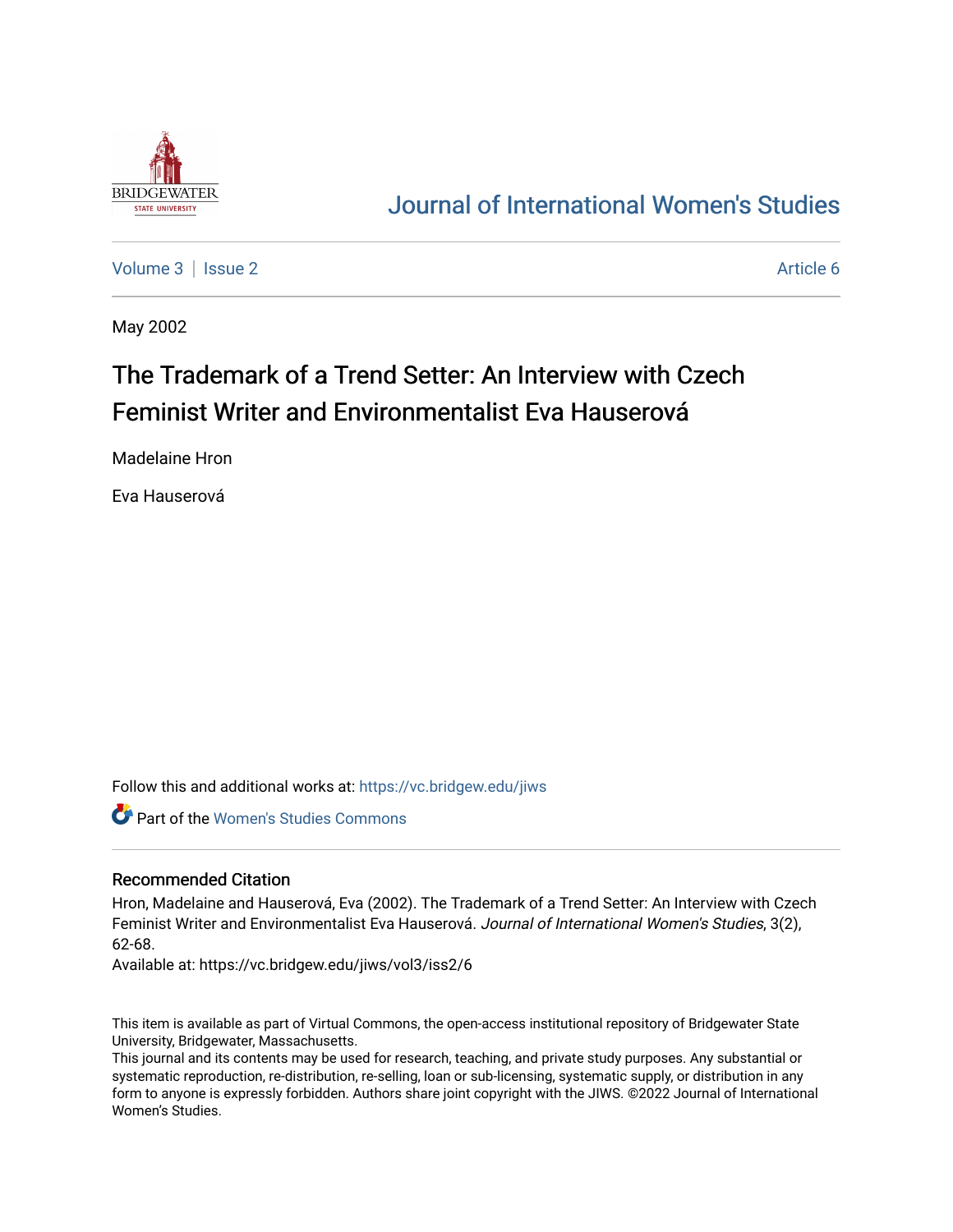Journal of International Women's Studies

Volume 3 | Issue 2 Article 6

May 2002

# The Trademark of a Trend Setter: An Interview with Czech Feminist Writer and Environmentalist Eva Hauserová

Madelaine Hron

Eva Hauserová

Follow this and additional works at: https://vc.bridgew.edu/jiws

Part of the Women's Studies Commons

## Recommended Citation

Hron, Madelaine and Hauserová, Eva (2002). The Trademark of a Trend Setter: An Interview with Czech Feminist Writer and Environmentalist Eva Hauserová. *Journal of International Women's Studies*, 3(2), 62-68.

Available at: https://vc.bridgew.edu/jiws/vol3/iss2/6

This item is available as part of Virtual Commons, the open-access institutional repository of Bridgewater State University, Bridgewater, Massachusetts.

This journal and its contents may be used for research, teaching, and private study purposes. Any substantial or systematic reproduction, re-distribution, re-selling, loan or sub-licensing, systematic supply, or distribution in any form to anyone is expressly forbidden. Authors share joint copyright with the JIWS. ©2022 Journal of International Women's Studies.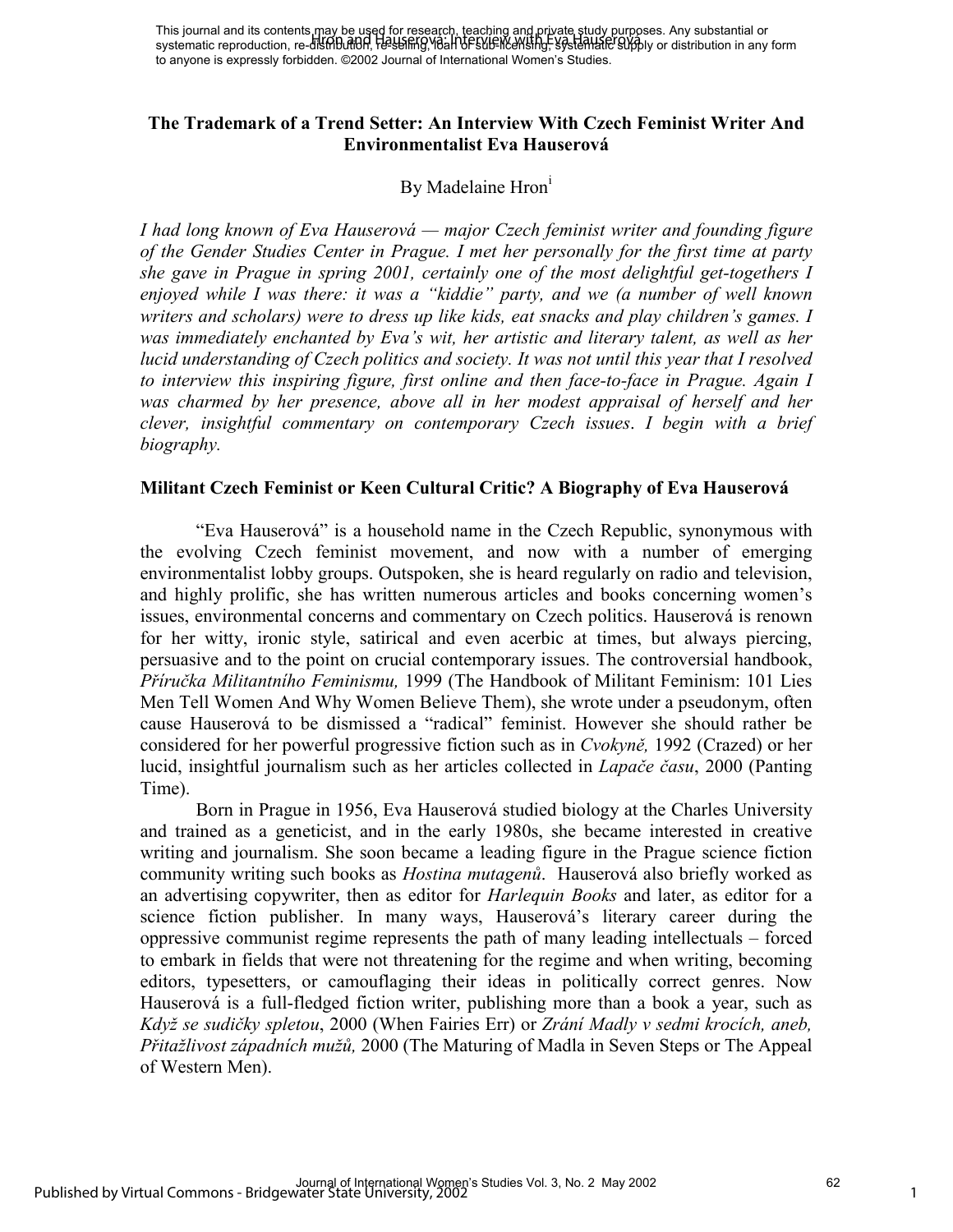# The Trademark of a Trend Setter: An Interview With Czech Feminist Writer And Environmentalist Eva Hauserová

By Madelaine Hron[i]

*I had long known of Eva Hauserová — major Czech feminist writer and founding figure of the Gender Studies Center in Prague. I met her personally for the first time at party she gave in Prague in spring 2001, certainly one of the most delightful get-togethers I enjoyed while I was there: it was a "kiddie" party, and we (a number of well known writers and scholars) were to dress up like kids, eat snacks and play children's games. I was immediately enchanted by Eva's wit, her artistic and literary talent, as well as her lucid understanding of Czech politics and society. It was not until this year that I resolved to interview this inspiring figure, first online and then face-to-face in Prague. Again I was charmed by her presence, above all in her modest appraisal of herself and her clever, insightful commentary on contemporary Czech issues. I begin with a brief biography.*

## Militant Czech Feminist or Keen Cultural Critic? A Biography of Eva Hauserová

"Eva Hauserová" is a household name in the Czech Republic, synonymous with the evolving Czech feminist movement, and now with a number of emerging environmentalist lobby groups. Outspoken, she is heard regularly on radio and television, and highly prolific, she has written numerous articles and books concerning women's issues, environmental concerns and commentary on Czech politics. Hauserová is renown for her witty, ironic style, satirical and even acerbic at times, but always piercing, persuasive and to the point on crucial contemporary issues. The controversial handbook, *Příručka Militantního Feminismu,* 1999 (The Handbook of Militant Feminism: 101 Lies Men Tell Women And Why Women Believe Them), she wrote under a pseudonym, often cause Hauserová to be dismissed a "radical" feminist. However she should rather be considered for her powerful progressive fiction such as in *Cvokyně,* 1992 (Crazed) or her lucid, insightful journalism such as her articles collected in *Lapače času*, 2000 (Panting Time).

Born in Prague in 1956, Eva Hauserová studied biology at the Charles University and trained as a geneticist, and in the early 1980s, she became interested in creative writing and journalism. She soon became a leading figure in the Prague science fiction community writing such books as *Hostina mutagenů*. Hauserová also briefly worked as an advertising copywriter, then as editor for *Harlequin Books* and later, as editor for a science fiction publisher. In many ways, Hauserová's literary career during the oppressive communist regime represents the path of many leading intellectuals – forced to embark in fields that were not threatening for the regime and when writing, becoming editors, typesetters, or camouflaging their ideas in politically correct genres. Now Hauserová is a full-fledged fiction writer, publishing more than a book a year, such as *Když se sudičky spletou*, 2000 (When Fairies Err) or *Zrání Madly v sedmi krocích, aneb, Přitažlivost západních mužů,* 2000 (The Maturing of Madla in Seven Steps or The Appeal of Western Men).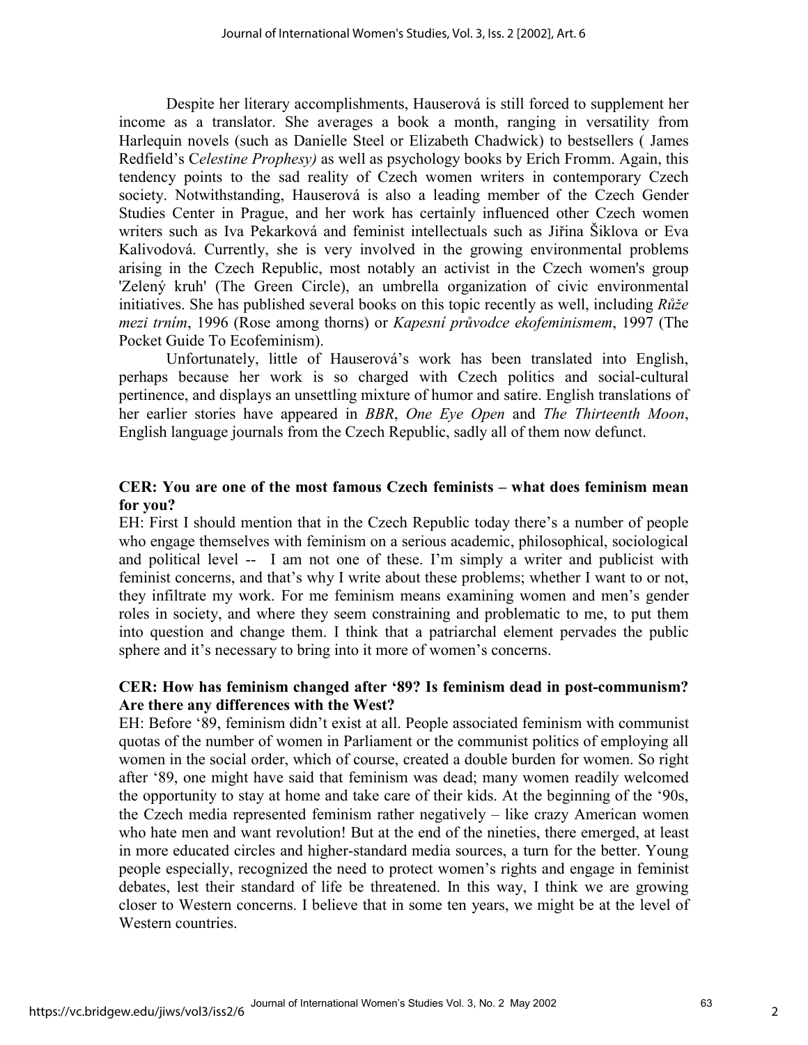Despite her literary accomplishments, Hauserová is still forced to supplement her income as a translator. She averages a book a month, ranging in versatility from Harlequin novels (such as Danielle Steel or Elizabeth Chadwick) to bestsellers ( James Redfield's C*elestine Prophesy)* as well as psychology books by Erich Fromm. Again, this tendency points to the sad reality of Czech women writers in contemporary Czech society. Notwithstanding, Hauserová is also a leading member of the Czech Gender Studies Center in Prague, and her work has certainly influenced other Czech women writers such as Iva Pekarková and feminist intellectuals such as Jiřina Šiklova or Eva Kalivodová. Currently, she is very involved in the growing environmental problems arising in the Czech Republic, most notably an activist in the Czech women's group 'Zelený kruh' (The Green Circle), an umbrella organization of civic environmental initiatives. She has published several books on this topic recently as well, including *Růže mezi trním*, 1996 (Rose among thorns) or *Kapesní průvodce ekofeminismem*, 1997 (The Pocket Guide To Ecofeminism).

Unfortunately, little of Hauserová's work has been translated into English, perhaps because her work is so charged with Czech politics and social-cultural pertinence, and displays an unsettling mixture of humor and satire. English translations of her earlier stories have appeared in *BBR*, *One Eye Open* and *The Thirteenth Moon*, English language journals from the Czech Republic, sadly all of them now defunct.

**CER: You are one of the most famous Czech feminists – what does feminism mean for you?**

EH: First I should mention that in the Czech Republic today there's a number of people who engage themselves with feminism on a serious academic, philosophical, sociological and political level -- I am not one of these. I'm simply a writer and publicist with feminist concerns, and that's why I write about these problems; whether I want to or not, they infiltrate my work. For me feminism means examining women and men's gender roles in society, and where they seem constraining and problematic to me, to put them into question and change them. I think that a patriarchal element pervades the public sphere and it's necessary to bring into it more of women's concerns.

**CER: How has feminism changed after '89? Is feminism dead in post-communism? Are there any differences with the West?**

EH: Before '89, feminism didn't exist at all. People associated feminism with communist quotas of the number of women in Parliament or the communist politics of employing all women in the social order, which of course, created a double burden for women. So right after '89, one might have said that feminism was dead; many women readily welcomed the opportunity to stay at home and take care of their kids. At the beginning of the '90s, the Czech media represented feminism rather negatively – like crazy American women who hate men and want revolution! But at the end of the nineties, there emerged, at least in more educated circles and higher-standard media sources, a turn for the better. Young people especially, recognized the need to protect women's rights and engage in feminist debates, lest their standard of life be threatened. In this way, I think we are growing closer to Western concerns. I believe that in some ten years, we might be at the level of Western countries.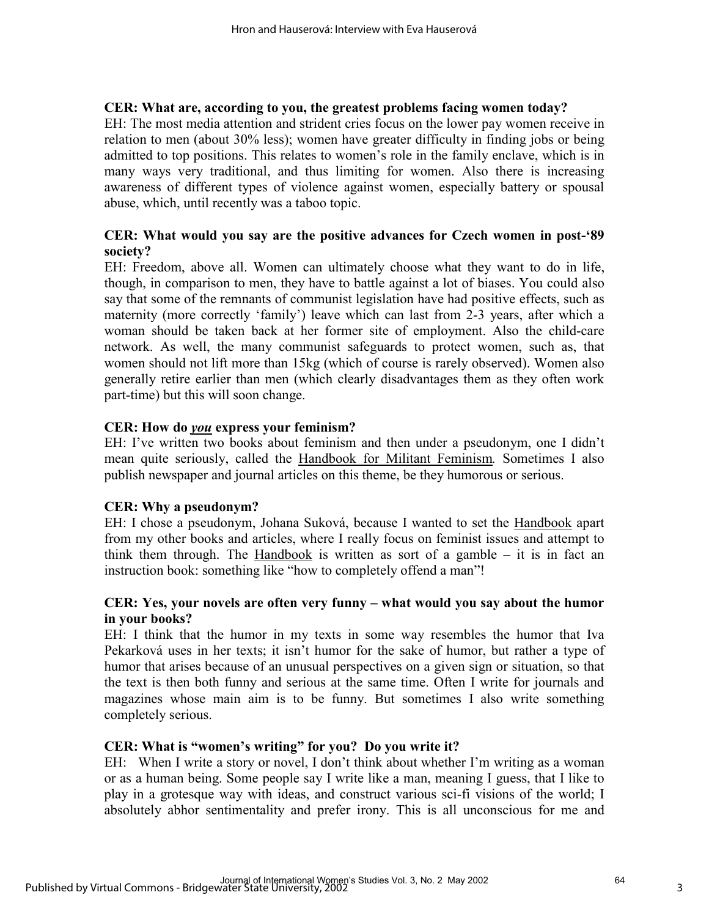**CER: What are, according to you, the greatest problems facing women today?**

EH: The most media attention and strident cries focus on the lower pay women receive in relation to men (about 30% less); women have greater difficulty in finding jobs or being admitted to top positions. This relates to women's role in the family enclave, which is in many ways very traditional, and thus limiting for women. Also there is increasing awareness of different types of violence against women, especially battery or spousal abuse, which, until recently was a taboo topic.

**CER: What would you say are the positive advances for Czech women in post-'89 society?**

EH: Freedom, above all. Women can ultimately choose what they want to do in life, though, in comparison to men, they have to battle against a lot of biases. You could also say that some of the remnants of communist legislation have had positive effects, such as maternity (more correctly 'family') leave which can last from 2-3 years, after which a woman should be taken back at her former site of employment. Also the child-care network. As well, the many communist safeguards to protect women, such as, that women should not lift more than 15kg (which of course is rarely observed). Women also generally retire earlier than men (which clearly disadvantages them as they often work part-time) but this will soon change.

**CER: How do *you* express your feminism?**

EH: I've written two books about feminism and then under a pseudonym, one I didn't mean quite seriously, called the Handbook for Militant Feminism. Sometimes I also publish newspaper and journal articles on this theme, be they humorous or serious.

**CER: Why a pseudonym?**

EH: I chose a pseudonym, Johana Suková, because I wanted to set the Handbook apart from my other books and articles, where I really focus on feminist issues and attempt to think them through. The Handbook is written as sort of a gamble – it is in fact an instruction book: something like "how to completely offend a man"!

**CER: Yes, your novels are often very funny – what would you say about the humor in your books?**

EH: I think that the humor in my texts in some way resembles the humor that Iva Pekarková uses in her texts; it isn't humor for the sake of humor, but rather a type of humor that arises because of an unusual perspectives on a given sign or situation, so that the text is then both funny and serious at the same time. Often I write for journals and magazines whose main aim is to be funny. But sometimes I also write something completely serious.

**CER: What is "women's writing" for you? Do you write it?**

EH: When I write a story or novel, I don't think about whether I'm writing as a woman or as a human being. Some people say I write like a man, meaning I guess, that I like to play in a grotesque way with ideas, and construct various sci-fi visions of the world; I absolutely abhor sentimentality and prefer irony. This is all unconscious for me and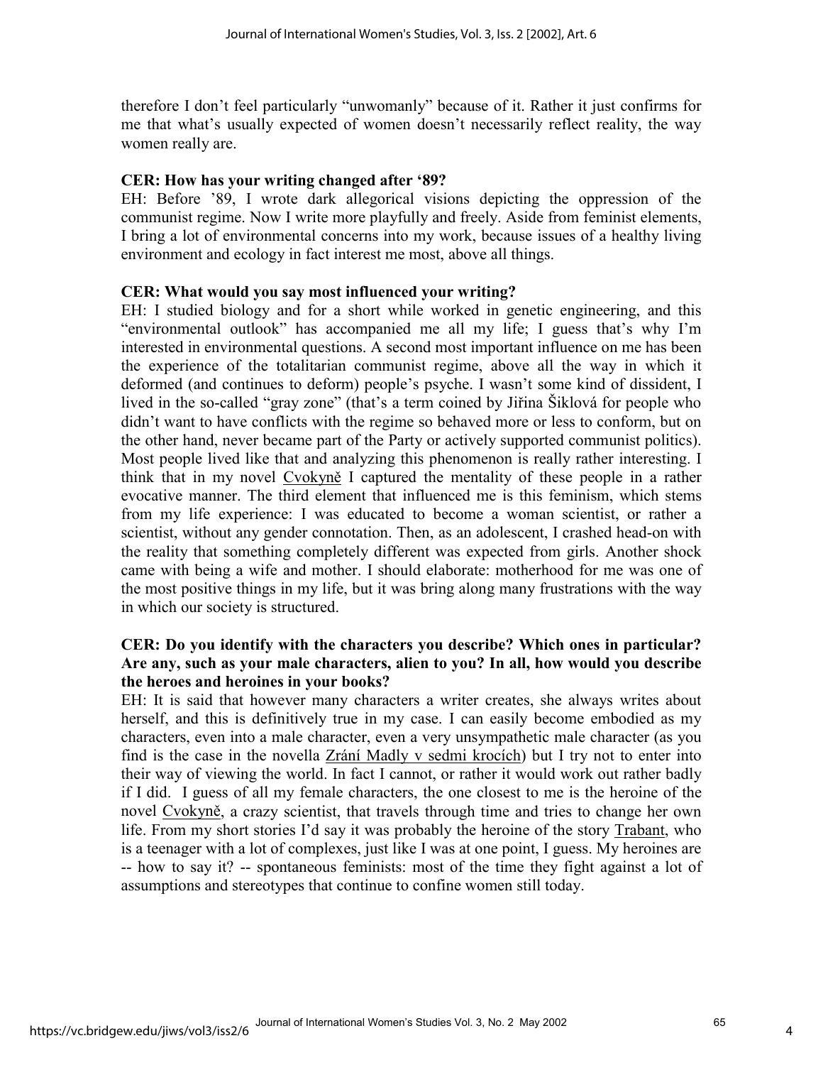therefore I don't feel particularly "unwomanly" because of it. Rather it just confirms for me that what's usually expected of women doesn't necessarily reflect reality, the way women really are.

**CER: How has your writing changed after '89?**

EH: Before '89, I wrote dark allegorical visions depicting the oppression of the communist regime. Now I write more playfully and freely. Aside from feminist elements, I bring a lot of environmental concerns into my work, because issues of a healthy living environment and ecology in fact interest me most, above all things.

**CER: What would you say most influenced your writing?**

EH: I studied biology and for a short while worked in genetic engineering, and this "environmental outlook" has accompanied me all my life; I guess that's why I'm interested in environmental questions. A second most important influence on me has been the experience of the totalitarian communist regime, above all the way in which it deformed (and continues to deform) people's psyche. I wasn't some kind of dissident, I lived in the so-called "gray zone" (that's a term coined by Jiřina Šiklová for people who didn't want to have conflicts with the regime so behaved more or less to conform, but on the other hand, never became part of the Party or actively supported communist politics). Most people lived like that and analyzing this phenomenon is really rather interesting. I think that in my novel <u>Cvokyně</u> I captured the mentality of these people in a rather evocative manner. The third element that influenced me is this feminism, which stems from my life experience: I was educated to become a woman scientist, or rather a scientist, without any gender connotation. Then, as an adolescent, I crashed head-on with the reality that something completely different was expected from girls. Another shock came with being a wife and mother. I should elaborate: motherhood for me was one of the most positive things in my life, but it was bring along many frustrations with the way in which our society is structured.

**CER: Do you identify with the characters you describe? Which ones in particular? Are any, such as your male characters, alien to you? In all, how would you describe the heroes and heroines in your books?**

EH: It is said that however many characters a writer creates, she always writes about herself, and this is definitively true in my case. I can easily become embodied as my characters, even into a male character, even a very unsympathetic male character (as you find is the case in the novella <u>Zrání Madly v sedmi krocích</u>) but I try not to enter into their way of viewing the world. In fact I cannot, or rather it would work out rather badly if I did. I guess of all my female characters, the one closest to me is the heroine of the novel <u>Cvokyně</u>, a crazy scientist, that travels through time and tries to change her own life. From my short stories I'd say it was probably the heroine of the story <u>Trabant</u>, who is a teenager with a lot of complexes, just like I was at one point, I guess. My heroines are -- how to say it? -- spontaneous feminists: most of the time they fight against a lot of assumptions and stereotypes that continue to confine women still today.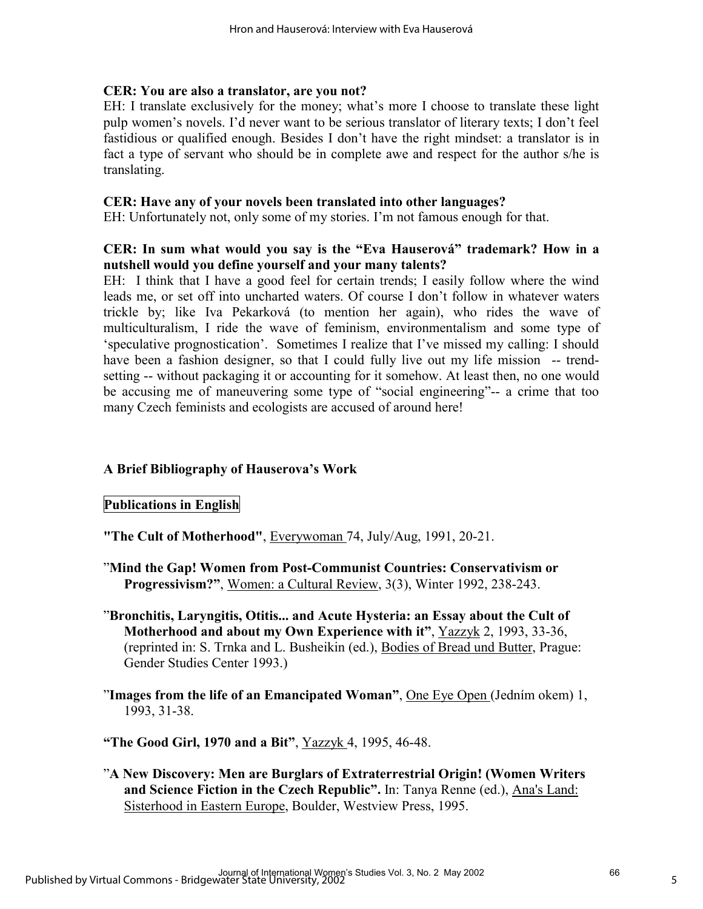**CER: You are also a translator, are you not?**

EH: I translate exclusively for the money; what's more I choose to translate these light pulp women's novels. I'd never want to be serious translator of literary texts; I don't feel fastidious or qualified enough. Besides I don't have the right mindset: a translator is in fact a type of servant who should be in complete awe and respect for the author s/he is translating.

**CER: Have any of your novels been translated into other languages?**

EH: Unfortunately not, only some of my stories. I'm not famous enough for that.

**CER: In sum what would you say is the "Eva Hauserová" trademark? How in a nutshell would you define yourself and your many talents?**

EH: I think that I have a good feel for certain trends; I easily follow where the wind leads me, or set off into uncharted waters. Of course I don't follow in whatever waters trickle by; like Iva Pekarková (to mention her again), who rides the wave of multiculturalism, I ride the wave of feminism, environmentalism and some type of 'speculative prognostication'. Sometimes I realize that I've missed my calling: I should have been a fashion designer, so that I could fully live out my life mission -- trend-setting -- without packaging it or accounting for it somehow. At least then, no one would be accusing me of maneuvering some type of "social engineering"-- a crime that too many Czech feminists and ecologists are accused of around here!

## A Brief Bibliography of Hauserova's Work

### Publications in English

**"The Cult of Motherhood"**, Everywoman 74, July/Aug, 1991, 20-21.

"**Mind the Gap! Women from Post-Communist Countries: Conservativism or Progressivism?"**, Women: a Cultural Review, 3(3), Winter 1992, 238-243.

"**Bronchitis, Laryngitis, Otitis... and Acute Hysteria: an Essay about the Cult of Motherhood and about my Own Experience with it"**, Yazzyk 2, 1993, 33-36, (reprinted in: S. Trnka and L. Busheikin (ed.), Bodies of Bread und Butter, Prague: Gender Studies Center 1993.)

"**Images from the life of an Emancipated Woman"**, One Eye Open (Jedním okem) 1, 1993, 31-38.

**"The Good Girl, 1970 and a Bit"**, Yazzyk 4, 1995, 46-48.

"**A New Discovery: Men are Burglars of Extraterrestrial Origin! (Women Writers and Science Fiction in the Czech Republic".** In: Tanya Renne (ed.), Ana's Land: Sisterhood in Eastern Europe, Boulder, Westview Press, 1995.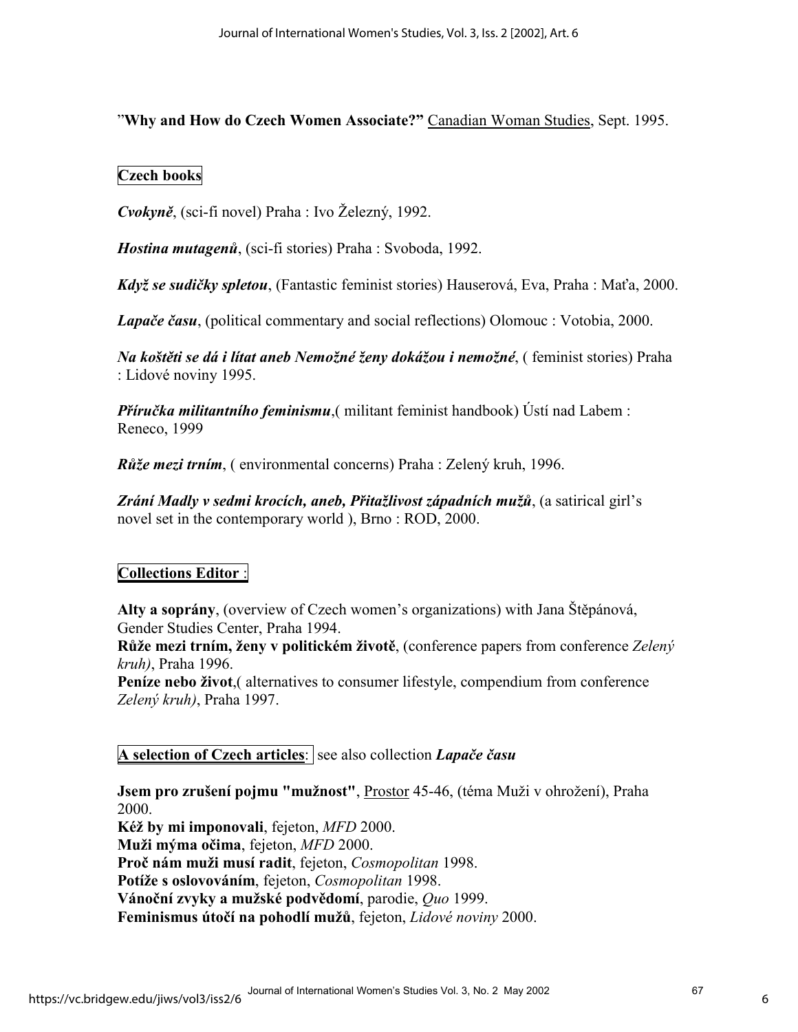"**Why and How do Czech Women Associate?"** Canadian Woman Studies, Sept. 1995.

**Czech books**

***Cvokyně***, (sci-fi novel) Praha : Ivo Železný, 1992.

***Hostina mutagenů***, (sci-fi stories) Praha : Svoboda, 1992.

***Když se sudičky spletou***, (Fantastic feminist stories) Hauserová, Eva, Praha : Maťa, 2000.

***Lapače času***, (political commentary and social reflections) Olomouc : Votobia, 2000.

***Na koštěti se dá i lítat aneb Nemožné ženy dokážou i nemožné***, ( feminist stories) Praha : Lidové noviny 1995.

***Příručka militantního feminismu***,( militant feminist handbook) Ústí nad Labem : Reneco, 1999

***Růže mezi trním***, ( environmental concerns) Praha : Zelený kruh, 1996.

***Zrání Madly v sedmi krocích, aneb, Přitažlivost západních mužů***, (a satirical girl's novel set in the contemporary world ), Brno : ROD, 2000.

**Collections Editor** :

**Alty a soprány**, (overview of Czech women's organizations) with Jana Štěpánová, Gender Studies Center, Praha 1994.
**Růže mezi trním, ženy v politickém životě**, (conference papers from conference *Zelený kruh)*, Praha 1996.
**Peníze nebo život**,( alternatives to consumer lifestyle, compendium from conference *Zelený kruh)*, Praha 1997.

**A selection of Czech articles**: see also collection ***Lapače času***

**Jsem pro zrušení pojmu "mužnost"**, Prostor 45-46, (téma Muži v ohrožení), Praha 2000.
**Kéž by mi imponovali**, fejeton, *MFD* 2000.
**Muži mýma očima**, fejeton, *MFD* 2000.
**Proč nám muži musí radit**, fejeton, *Cosmopolitan* 1998.
**Potíže s oslovováním**, fejeton, *Cosmopolitan* 1998.
**Vánoční zvyky a mužské podvědomí**, parodie, *Quo* 1999.
**Feminismus útočí na pohodlí mužů**, fejeton, *Lidové noviny* 2000.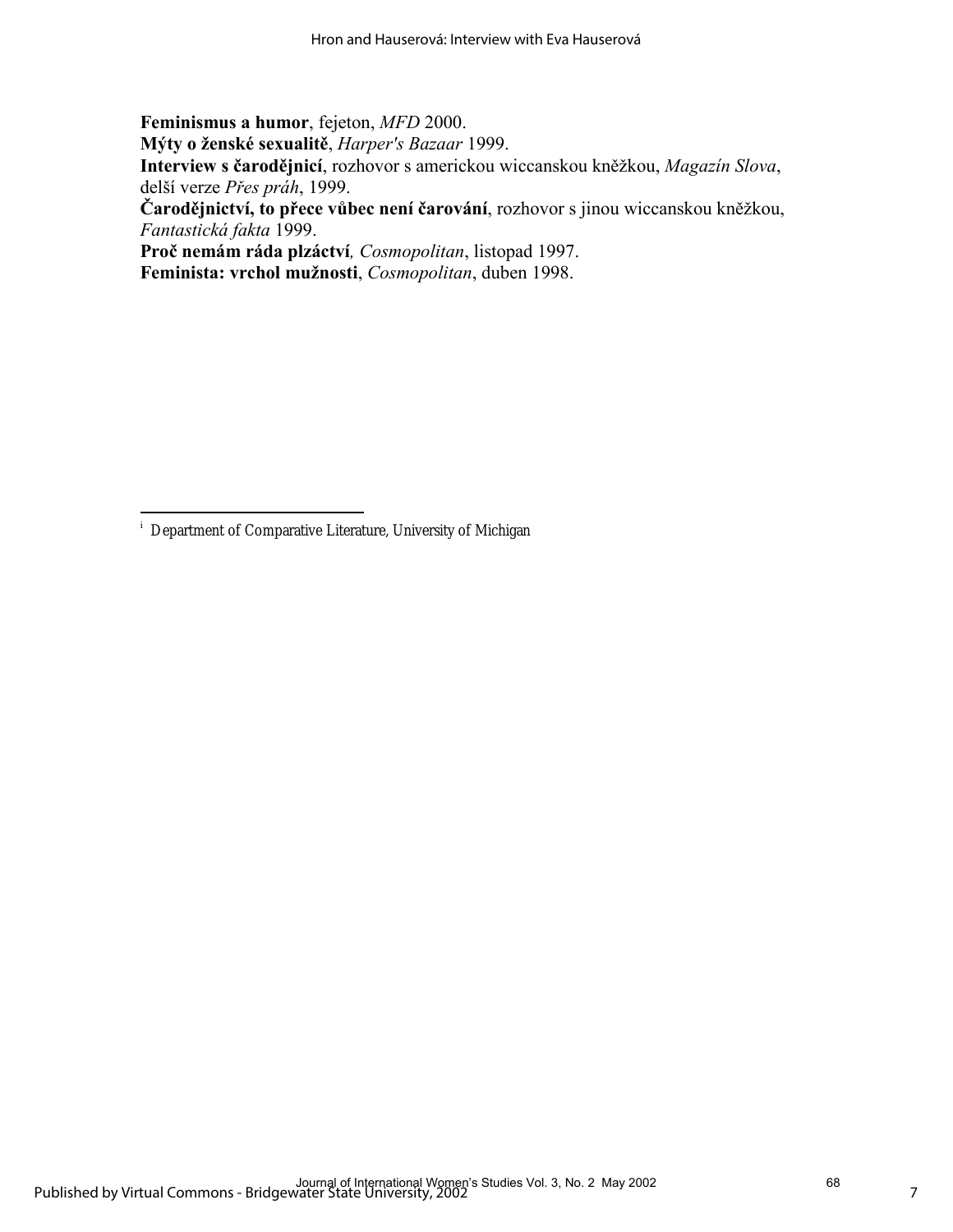**Feminismus a humor**, fejeton, *MFD* 2000.
**Mýty o ženské sexualitě**, *Harper's Bazaar* 1999.
**Interview s čarodějnicí**, rozhovor s americkou wiccanskou kněžkou, *Magazín Slova*, delší verze *Přes práh*, 1999.
**Čarodějnictví, to přece vůbec není čarování**, rozhovor s jinou wiccanskou kněžkou, *Fantastická fakta* 1999.
**Proč nemám ráda plzáctví**, *Cosmopolitan*, listopad 1997.
**Feminista: vrchol mužnosti**, *Cosmopolitan*, duben 1998.

---

[i] Department of Comparative Literature, University of Michigan